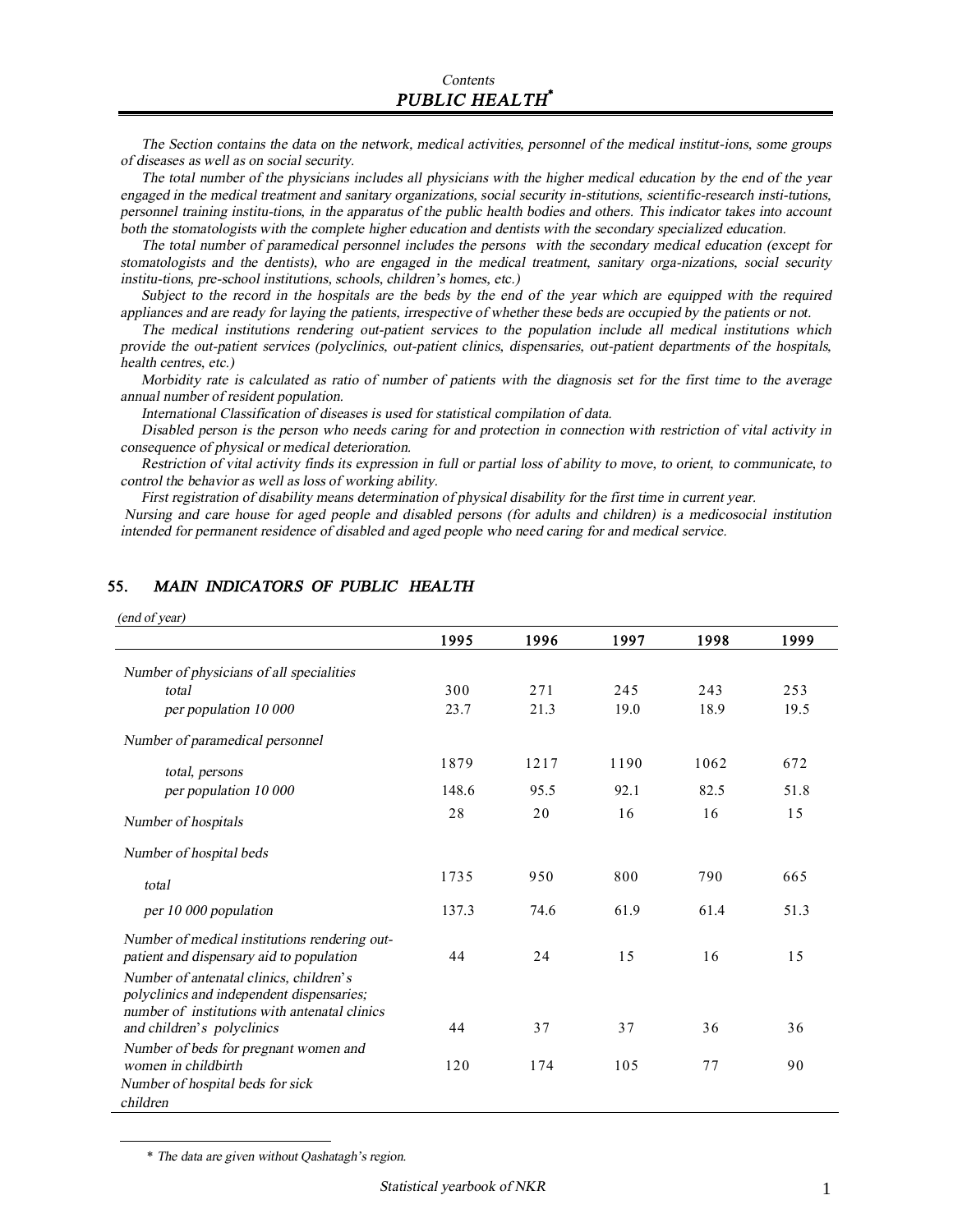Contents

# PUBLIC HEALTH*

*The Section contains the data on the network, medical activities, personnel of the medical institut-ions, some groups of diseases as well as on social security.*

*The total number of the physicians includes all physicians with the higher medical education by the end of the year engaged in the medical treatment and sanitary organizations, social security in-stitutions, scientific-research insti-tutions, personnel training institu-tions, in the apparatus of the public health bodies and others. This indicator takes into account both the stomatologists with the complete higher education and dentists with the secondary specialized education.*

*The total number of paramedical personnel includes the persons with the secondary medical education (except for stomatologists and the dentists), who are engaged in the medical treatment, sanitary orga-nizations, social security institu-tions, pre-school institutions, schools, children's homes, etc.)*

*Subject to the record in the hospitals are the beds by the end of the year which are equipped with the required appliances and are ready for laying the patients, irrespective of whether these beds are occupied by the patients or not.*

*The medical institutions rendering out-patient services to the population include all medical institutions which provide the out-patient services (polyclinics, out-patient clinics, dispensaries, out-patient departments of the hospitals, health centres, etc.)*

*Morbidity rate is calculated as ratio of number of patients with the diagnosis set for the first time to the average annual number of resident population.*

*International Classification of diseases is used for statistical compilation of data.*

*Disabled person is the person who needs caring for and protection in connection with restriction of vital activity in consequence of physical or medical deterioration.*

*Restriction of vital activity finds its expression in full or partial loss of ability to move, to orient, to communicate, to control the behavior as well as loss of working ability.*

*First registration of disability means determination of physical disability for the first time in current year.*

*Nursing and care house for aged people and disabled persons (for adults and children) is a medicosocial institution intended for permanent residence of disabled and aged people who need caring for and medical service.*

## 55. MAIN INDICATORS OF PUBLIC HEALTH

*(end of year)*

| | 1995 | 1996 | 1997 | 1998 | 1999 |
|---|---|---|---|---|---|
| *Number of physicians of all specialities* | | | | | |
| *total* | 300 | 271 | 245 | 243 | 253 |
| *per population 10 000* | 23.7 | 21.3 | 19.0 | 18.9 | 19.5 |
| *Number of paramedical personnel* | | | | | |
| *total, persons* | 1879 | 1217 | 1190 | 1062 | 672 |
| *per population 10 000* | 148.6 | 95.5 | 92.1 | 82.5 | 51.8 |
| *Number of hospitals* | 28 | 20 | 16 | 16 | 15 |
| *Number of hospital beds* | | | | | |
| *total* | 1735 | 950 | 800 | 790 | 665 |
| *per 10 000 population* | 137.3 | 74.6 | 61.9 | 61.4 | 51.3 |
| *Number of medical institutions rendering out-patient and dispensary aid to population* | 44 | 24 | 15 | 16 | 15 |
| *Number of antenatal clinics, children's polyclinics and independent dispensaries; number of institutions with antenatal clinics and children's polyclinics* | 44 | 37 | 37 | 36 | 36 |
| *Number of beds for pregnant women and women in childbirth* | 120 | 174 | 105 | 77 | 90 |
| *Number of hospital beds for sick children* | | | | | |

\* *The data are given without Qashatagh's region.*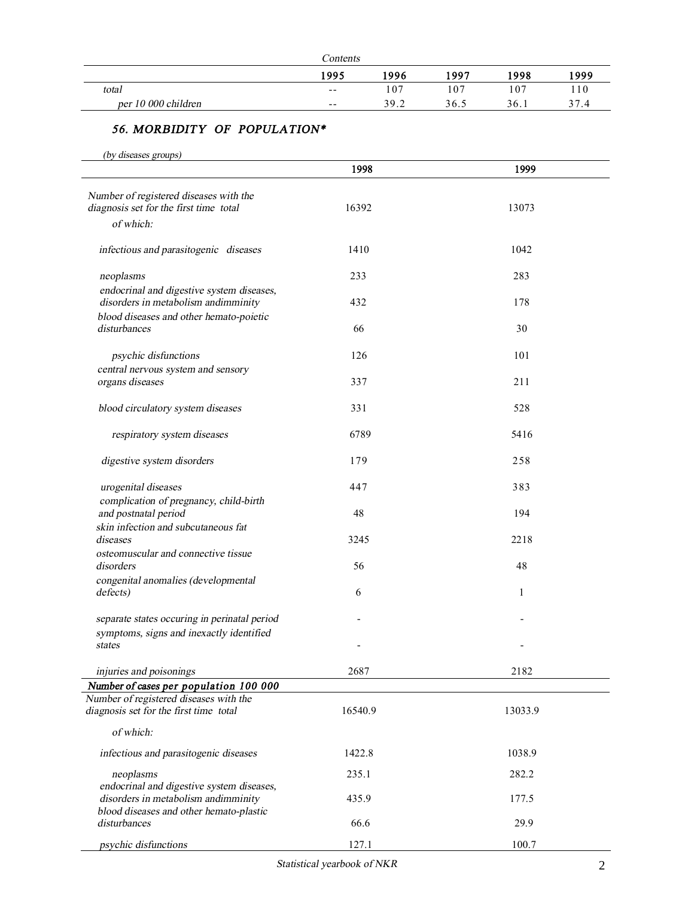| Contents | 1995 | 1996 | 1997 | 1998 | 1999 |
|---|---|---|---|---|---|
| *total* | -- | 107 | 107 | 107 | 110 |
| *per 10 000 children* | -- | 39.2 | 36.5 | 36.1 | 37.4 |

## *56. MORBIDITY OF POPULATION**

*(by diseases groups)*

| | 1998 | 1999 |
|---|---|---|
| *Number of registered diseases with the diagnosis set for the first time total* | 16392 | 13073 |
| *of which:* | | |
| *infectious and parasitogenic diseases* | 1410 | 1042 |
| *neoplasms* | 233 | 283 |
| *endocrinal and digestive system diseases, disorders in metabolism andimminity* | 432 | 178 |
| *blood diseases and other hemato-poietic disturbances* | 66 | 30 |
| *psychic disfunctions* | 126 | 101 |
| *central nervous system and sensory organs diseases* | 337 | 211 |
| *blood circulatory system diseases* | 331 | 528 |
| *respiratory system diseases* | 6789 | 5416 |
| *digestive system disorders* | 179 | 258 |
| *urogenital diseases* | 447 | 383 |
| *complication of pregnancy, child-birth and postnatal period* | 48 | 194 |
| *skin infection and subcutaneous fat diseases* | 3245 | 2218 |
| *osteomuscular and connective tissue disorders* | 56 | 48 |
| *congenital anomalies (developmental defects)* | 6 | 1 |
| *separate states occuring in perinatal period* | - | - |
| *symptoms, signs and inexactly identified states* | - | - |
| *injuries and poisonings* | 2687 | 2182 |
| ***Number of cases per population 100 000*** | | |
| *Number of registered diseases with the diagnosis set for the first time total* | 16540.9 | 13033.9 |
| *of which:* | | |
| *infectious and parasitogenic diseases* | 1422.8 | 1038.9 |
| *neoplasms* | 235.1 | 282.2 |
| *endocrinal and digestive system diseases, disorders in metabolism andimminity* | 435.9 | 177.5 |
| *blood diseases and other hemato-plastic disturbances* | 66.6 | 29.9 |
| *psychic disfunctions* | 127.1 | 100.7 |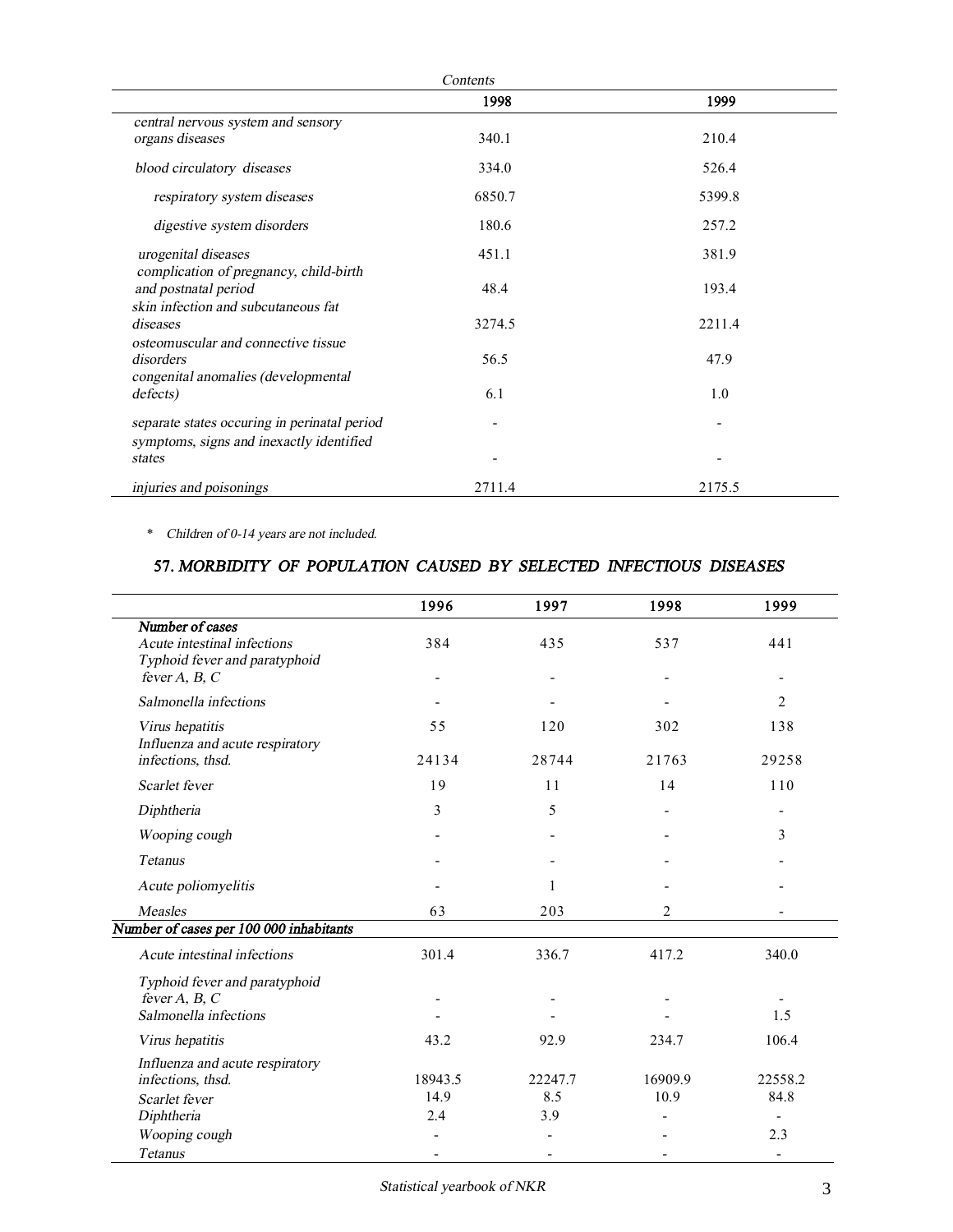| *Contents* | 1998 | 1999 |
|---|---|---|
| *central nervous system and sensory organs diseases* | 340.1 | 210.4 |
| *blood circulatory diseases* | 334.0 | 526.4 |
| *respiratory system diseases* | 6850.7 | 5399.8 |
| *digestive system disorders* | 180.6 | 257.2 |
| *urogenital diseases* | 451.1 | 381.9 |
| *complication of pregnancy, child-birth and postnatal period* | 48.4 | 193.4 |
| *skin infection and subcutaneous fat diseases* | 3274.5 | 2211.4 |
| *osteomuscular and connective tissue disorders* | 56.5 | 47.9 |
| *congenital anomalies (developmental defects)* | 6.1 | 1.0 |
| *separate states occuring in perinatal period* | - | - |
| *symptoms, signs and inexactly identified states* | - | - |
| *injuries and poisonings* | 2711.4 | 2175.5 |

\* *Children of 0-14 years are not included.*

## 57. *MORBIDITY OF POPULATION CAUSED BY SELECTED INFECTIOUS DISEASES*

| | 1996 | 1997 | 1998 | 1999 |
|---|---|---|---|---|
| ***Number of cases*** | | | | |
| *Acute intestinal infections* | 384 | 435 | 537 | 441 |
| *Typhoid fever and paratyphoid fever A, B, C* | - | - | - | - |
| *Salmonella infections* | - | - | - | 2 |
| *Virus hepatitis* | 55 | 120 | 302 | 138 |
| *Influenza and acute respiratory infections, thsd.* | 24134 | 28744 | 21763 | 29258 |
| *Scarlet fever* | 19 | 11 | 14 | 110 |
| *Diphtheria* | 3 | 5 | - | - |
| *Wooping cough* | - | - | - | 3 |
| *Tetanus* | - | - | - | - |
| *Acute poliomyelitis* | - | 1 | - | - |
| *Measles* | 63 | 203 | 2 | - |
| ***Number of cases per 100 000 inhabitants*** | | | | |
| *Acute intestinal infections* | 301.4 | 336.7 | 417.2 | 340.0 |
| *Typhoid fever and paratyphoid fever A, B, C* | - | - | - | - |
| *Salmonella infections* | - | - | - | 1.5 |
| *Virus hepatitis* | 43.2 | 92.9 | 234.7 | 106.4 |
| *Influenza and acute respiratory infections, thsd.* | 18943.5 | 22247.7 | 16909.9 | 22558.2 |
| *Scarlet fever* | 14.9 | 8.5 | 10.9 | 84.8 |
| *Diphtheria* | 2.4 | 3.9 | - | - |
| *Wooping cough* | - | - | - | 2.3 |
| *Tetanus* | - | - | - | - |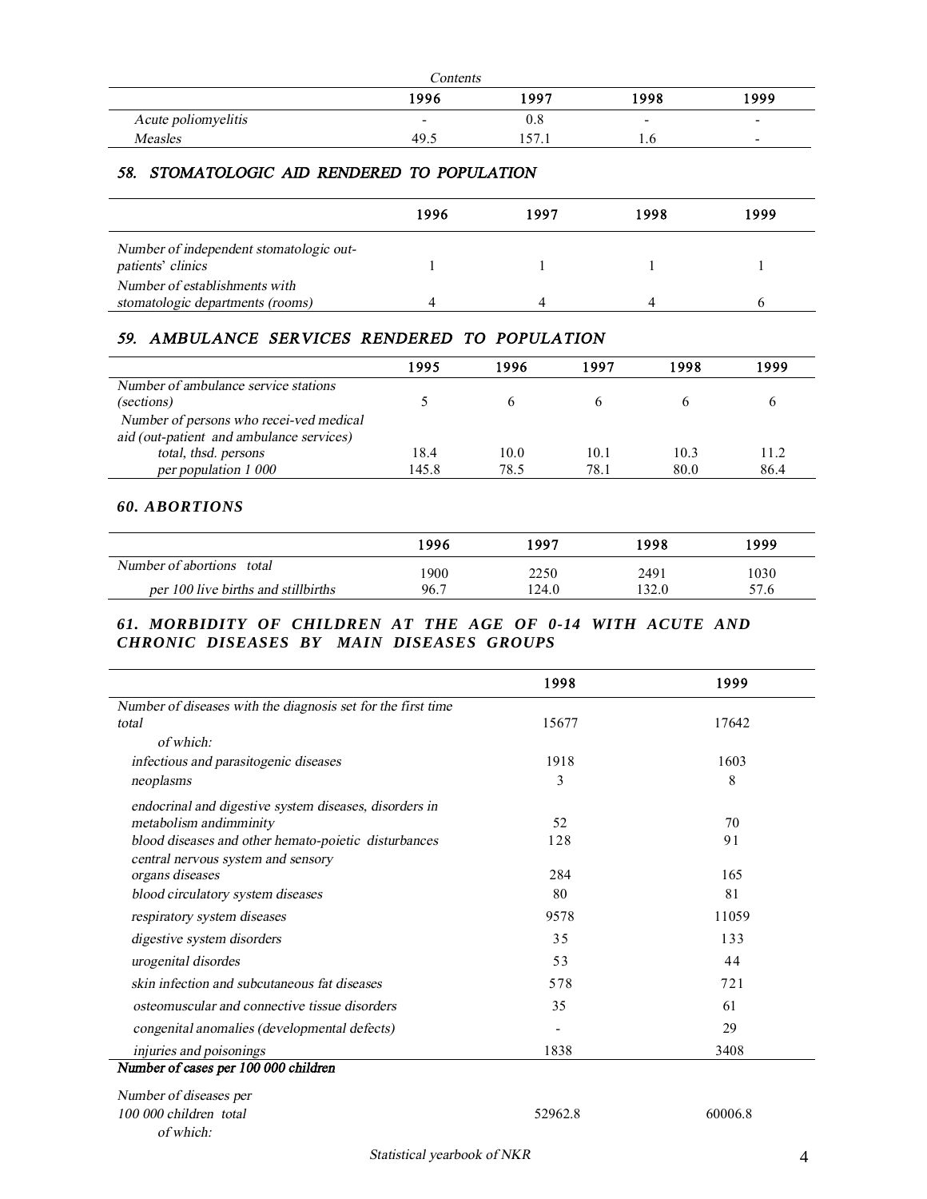| Contents | 1996 | 1997 | 1998 | 1999 |
|---|---|---|---|---|
| *Acute poliomyelitis* | - | 0.8 | - | - |
| *Measles* | 49.5 | 157.1 | 1.6 | - |

### *58. STOMATOLOGIC AID RENDERED TO POPULATION*

| | 1996 | 1997 | 1998 | 1999 |
|---|---|---|---|---|
| *Number of independent stomatologic out-patients' clinics* | 1 | 1 | 1 | 1 |
| *Number of establishments with stomatologic departments (rooms)* | 4 | 4 | 4 | 6 |

### *59. AMBULANCE SERVICES RENDERED TO POPULATION*

| | 1995 | 1996 | 1997 | 1998 | 1999 |
|---|---|---|---|---|---|
| *Number of ambulance service stations (sections)* | 5 | 6 | 6 | 6 | 6 |
| *Number of persons who recei-ved medical aid (out-patient and ambulance services)* | | | | | |
| *total, thsd. persons* | 18.4 | 10.0 | 10.1 | 10.3 | 11.2 |
| *per population 1 000* | 145.8 | 78.5 | 78.1 | 80.0 | 86.4 |

### *60. ABORTIONS*

| | 1996 | 1997 | 1998 | 1999 |
|---|---|---|---|---|
| *Number of abortions total* | 1900 | 2250 | 2491 | 1030 |
| *per 100 live births and stillbirths* | 96.7 | 124.0 | 132.0 | 57.6 |

### *61. MORBIDITY OF CHILDREN AT THE AGE OF 0-14 WITH ACUTE AND CHRONIC DISEASES BY MAIN DISEASES GROUPS*

| | 1998 | 1999 |
|---|---|---|
| *Number of diseases with the diagnosis set for the first time total* | 15677 | 17642 |
| *of which:* | | |
| *infectious and parasitogenic diseases* | 1918 | 1603 |
| *neoplasms* | 3 | 8 |
| *endocrinal and digestive system diseases, disorders in metabolism andimminity* | 52 | 70 |
| *blood diseases and other hemato-poietic disturbances* | 128 | 91 |
| *central nervous system and sensory organs diseases* | 284 | 165 |
| *blood circulatory system diseases* | 80 | 81 |
| *respiratory system diseases* | 9578 | 11059 |
| *digestive system disorders* | 35 | 133 |
| *urogenital disordes* | 53 | 44 |
| *skin infection and subcutaneous fat diseases* | 578 | 721 |
| *osteomuscular and connective tissue disorders* | 35 | 61 |
| *congenital anomalies (developmental defects)* | - | 29 |
| *injuries and poisonings* | 1838 | 3408 |
| ***Number of cases per 100 000 children*** | | |
| *Number of diseases per 100 000 children total* | 52962.8 | 60006.8 |
| *of which:* | | |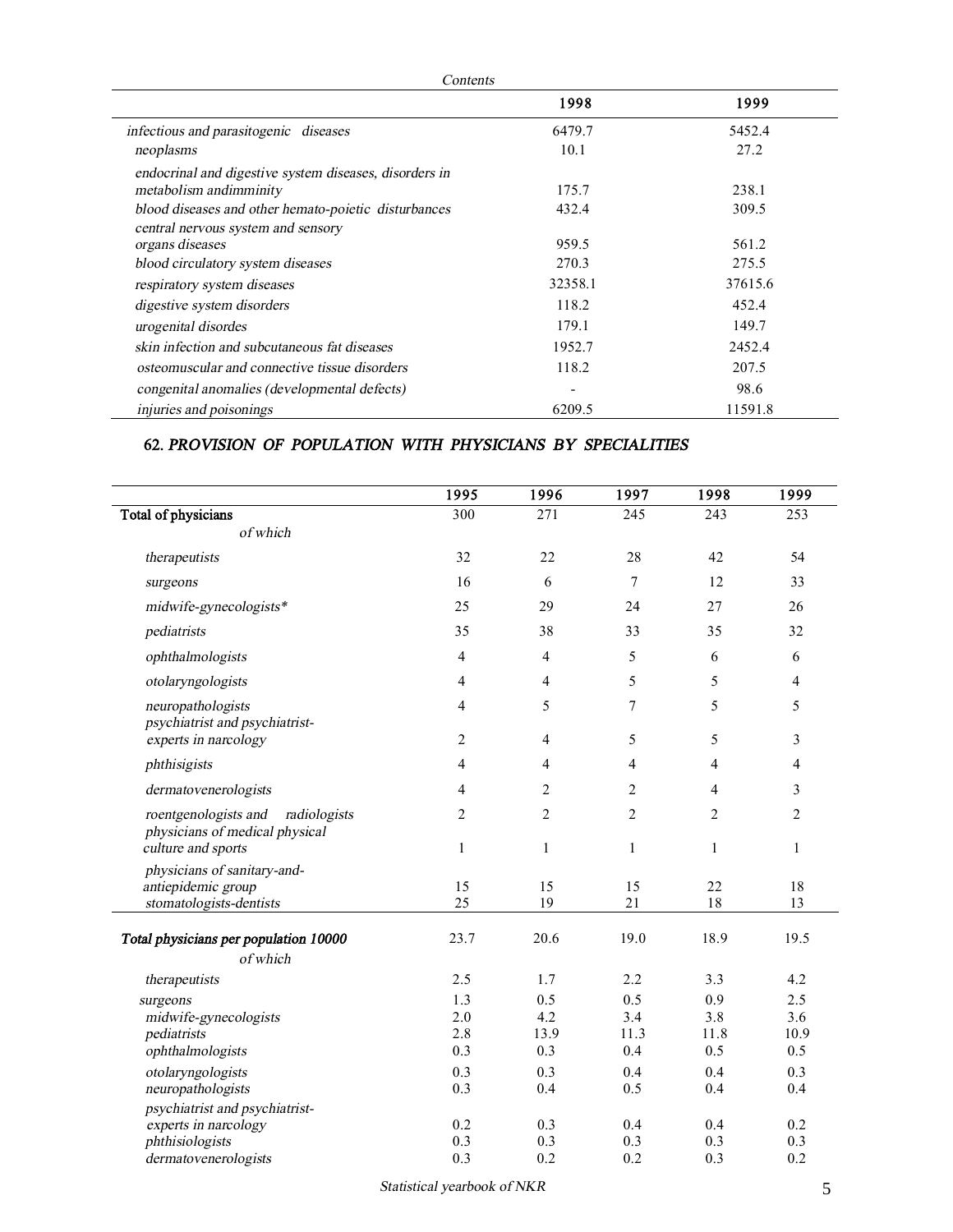| Contents | 1998 | 1999 |
|---|---|---|
| *infectious and parasitogenic diseases* | 6479.7 | 5452.4 |
| *neoplasms* | 10.1 | 27.2 |
| *endocrinal and digestive system diseases, disorders in metabolism andimminity* | 175.7 | 238.1 |
| *blood diseases and other hemato-poietic disturbances* | 432.4 | 309.5 |
| *central nervous system and sensory organs diseases* | 959.5 | 561.2 |
| *blood circulatory system diseases* | 270.3 | 275.5 |
| *respiratory system diseases* | 32358.1 | 37615.6 |
| *digestive system disorders* | 118.2 | 452.4 |
| *urogenital disordes* | 179.1 | 149.7 |
| *skin infection and subcutaneous fat diseases* | 1952.7 | 2452.4 |
| *osteomuscular and connective tissue disorders* | 118.2 | 207.5 |
| *congenital anomalies (developmental defects)* | - | 98.6 |
| *injuries and poisonings* | 6209.5 | 11591.8 |

## 62. *PROVISION OF POPULATION WITH PHYSICIANS BY SPECIALITIES*

| | 1995 | 1996 | 1997 | 1998 | 1999 |
|---|---|---|---|---|---|
| **Total of physicians** | 300 | 271 | 245 | 243 | 253 |
| *of which* | | | | | |
| *therapeutists* | 32 | 22 | 28 | 42 | 54 |
| *surgeons* | 16 | 6 | 7 | 12 | 33 |
| *midwife-gynecologists** | 25 | 29 | 24 | 27 | 26 |
| *pediatrists* | 35 | 38 | 33 | 35 | 32 |
| *ophthalmologists* | 4 | 4 | 5 | 6 | 6 |
| *otolaryngologists* | 4 | 4 | 5 | 5 | 4 |
| *neuropathologists* | 4 | 5 | 7 | 5 | 5 |
| *psychiatrist and psychiatrist-experts in narcology* | 2 | 4 | 5 | 5 | 3 |
| *phthisigists* | 4 | 4 | 4 | 4 | 4 |
| *dermatovenerologists* | 4 | 2 | 2 | 4 | 3 |
| *roentgenologists and radiologists* | 2 | 2 | 2 | 2 | 2 |
| *physicians of medical physical culture and sports* | 1 | 1 | 1 | 1 | 1 |
| *physicians of sanitary-and-antiepidemic group* | 15 | 15 | 15 | 22 | 18 |
| *stomatologists-dentists* | 25 | 19 | 21 | 18 | 13 |
| ***Total physicians per population 10000*** | 23.7 | 20.6 | 19.0 | 18.9 | 19.5 |
| *of which* | | | | | |
| *therapeutists* | 2.5 | 1.7 | 2.2 | 3.3 | 4.2 |
| *surgeons* | 1.3 | 0.5 | 0.5 | 0.9 | 2.5 |
| *midwife-gynecologists* | 2.0 | 4.2 | 3.4 | 3.8 | 3.6 |
| *pediatrists* | 2.8 | 13.9 | 11.3 | 11.8 | 10.9 |
| *ophthalmologists* | 0.3 | 0.3 | 0.4 | 0.5 | 0.5 |
| *otolaryngologists* | 0.3 | 0.3 | 0.4 | 0.4 | 0.3 |
| *neuropathologists* | 0.3 | 0.4 | 0.5 | 0.4 | 0.4 |
| *psychiatrist and psychiatrist-experts in narcology* | 0.2 | 0.3 | 0.4 | 0.4 | 0.2 |
| *phthisiologists* | 0.3 | 0.3 | 0.3 | 0.3 | 0.3 |
| *dermatovenerologists* | 0.3 | 0.2 | 0.2 | 0.3 | 0.2 |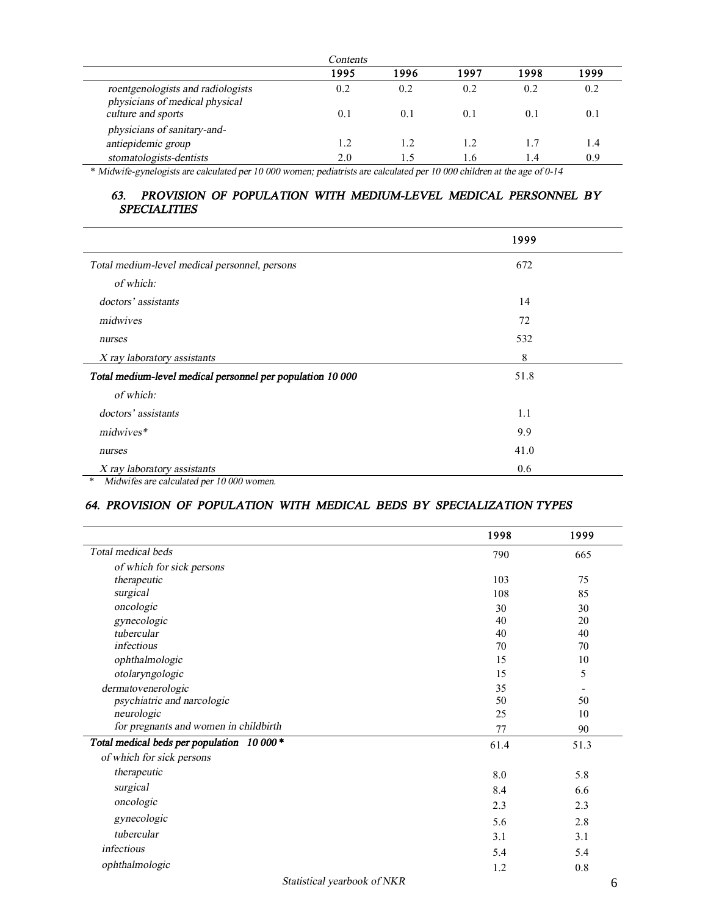| Contents | 1995 | 1996 | 1997 | 1998 | 1999 |
|---|---|---|---|---|---|
| roentgenologists and radiologists | 0.2 | 0.2 | 0.2 | 0.2 | 0.2 |
| physicians of medical physical culture and sports | 0.1 | 0.1 | 0.1 | 0.1 | 0.1 |
| physicians of sanitary-and-antiepidemic group | 1.2 | 1.2 | 1.2 | 1.7 | 1.4 |
| stomatologists-dentists | 2.0 | 1.5 | 1.6 | 1.4 | 0.9 |

\* Midwife-gynelogists are calculated per 10 000 women; pediatrists are calculated per 10 000 children at the age of 0-14

### *63. PROVISION OF POPULATION WITH MEDIUM-LEVEL MEDICAL PERSONNEL BY SPECIALITIES*

| | 1999 |
|---|---|
| *Total medium-level medical personnel, persons* | 672 |
| *of which:* | |
| *doctors' assistants* | 14 |
| *midwives* | 72 |
| *nurses* | 532 |
| *X ray laboratory assistants* | 8 |
| ***Total medium-level medical personnel per population 10 000*** | 51.8 |
| *of which:* | |
| *doctors' assistants* | 1.1 |
| *midwives\** | 9.9 |
| *nurses* | 41.0 |
| *X ray laboratory assistants* | 0.6 |

\* Midwifes are calculated per 10 000 women.

### *64. PROVISION OF POPULATION WITH MEDICAL BEDS BY SPECIALIZATION TYPES*

| | 1998 | 1999 |
|---|---|---|
| *Total medical beds* | 790 | 665 |
| *of which for sick persons* | | |
| *therapeutic* | 103 | 75 |
| *surgical* | 108 | 85 |
| *oncologic* | 30 | 30 |
| *gynecologic* | 40 | 20 |
| *tubercular* | 40 | 40 |
| *infectious* | 70 | 70 |
| *ophthalmologic* | 15 | 10 |
| *otolaryngologic* | 15 | 5 |
| *dermatovenerologic* | 35 | - |
| *psychiatric and narcologic* | 50 | 50 |
| *neurologic* | 25 | 10 |
| *for pregnants and women in childbirth* | 77 | 90 |
| ***Total medical beds per population 10 000\**** | 61.4 | 51.3 |
| *of which for sick persons* | | |
| *therapeutic* | 8.0 | 5.8 |
| *surgical* | 8.4 | 6.6 |
| *oncologic* | 2.3 | 2.3 |
| *gynecologic* | 5.6 | 2.8 |
| *tubercular* | 3.1 | 3.1 |
| *infectious* | 5.4 | 5.4 |
| *ophthalmologic* | 1.2 | 0.8 |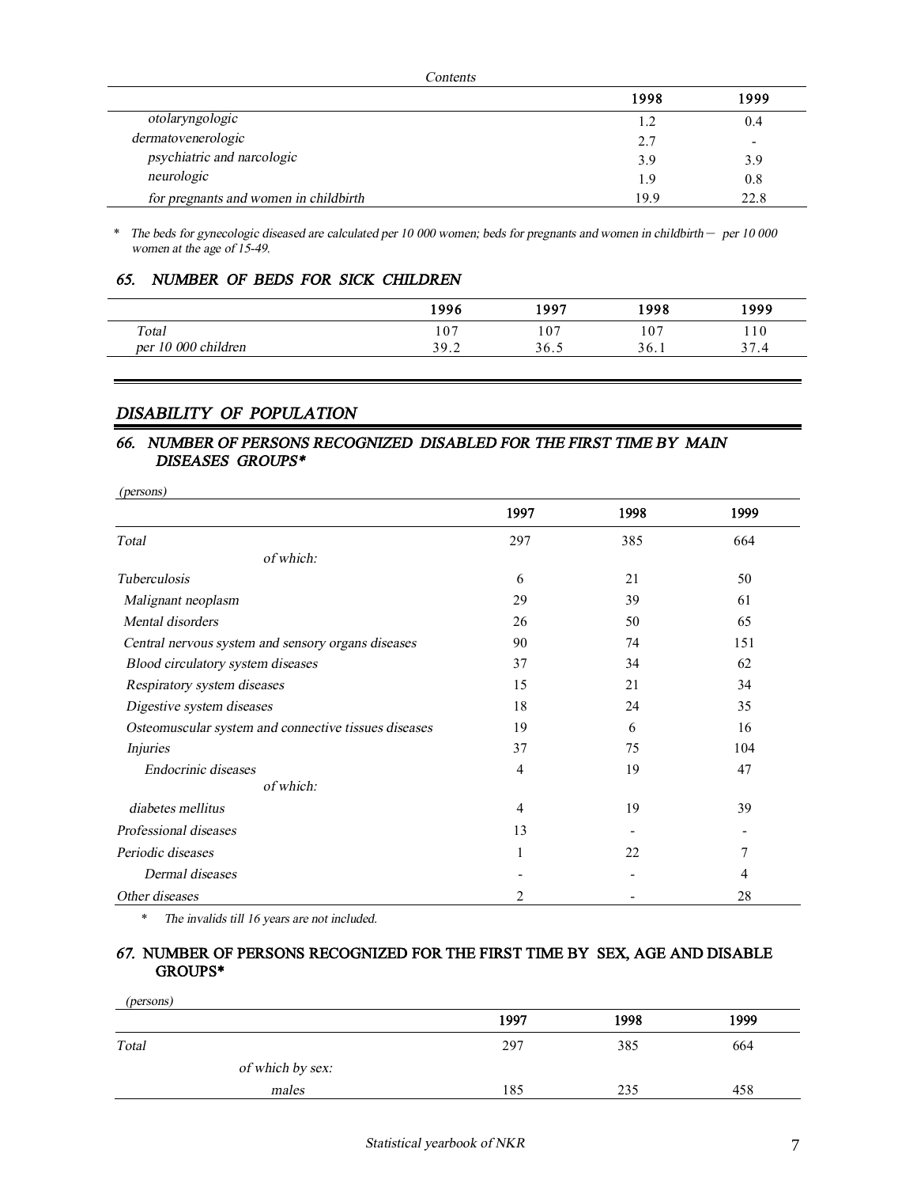| Contents | 1998 | 1999 |
|---|---|---|
| *otolaryngologic* | 1.2 | 0.4 |
| *dermatovenerologic* | 2.7 | - |
| *psychiatric and narcologic* | 3.9 | 3.9 |
| *neurologic* | 1.9 | 0.8 |
| *for pregnants and women in childbirth* | 19.9 | 22.8 |

\* *The beds for gynecologic diseased are calculated per 10 000 women; beds for pregnants and women in childbirth – per 10 000 women at the age of 15-49.*

### 65. NUMBER OF BEDS FOR SICK CHILDREN

| | 1996 | 1997 | 1998 | 1999 |
|---|---|---|---|---|
| *Total* | 107 | 107 | 107 | 110 |
| *per 10 000 children* | 39.2 | 36.5 | 36.1 | 37.4 |

## DISABILITY OF POPULATION

### 66. NUMBER OF PERSONS RECOGNIZED DISABLED FOR THE FIRST TIME BY MAIN DISEASES GROUPS*

*(persons)*

| | 1997 | 1998 | 1999 |
|---|---|---|---|
| *Total* | 297 | 385 | 664 |
| *of which:* | | | |
| *Tuberculosis* | 6 | 21 | 50 |
| *Malignant neoplasm* | 29 | 39 | 61 |
| *Mental disorders* | 26 | 50 | 65 |
| *Central nervous system and sensory organs diseases* | 90 | 74 | 151 |
| *Blood circulatory system diseases* | 37 | 34 | 62 |
| *Respiratory system diseases* | 15 | 21 | 34 |
| *Digestive system diseases* | 18 | 24 | 35 |
| *Osteomuscular system and connective tissues diseases* | 19 | 6 | 16 |
| *Injuries* | 37 | 75 | 104 |
| *Endocrinic diseases* | 4 | 19 | 47 |
| *of which:* | | | |
| *diabetes mellitus* | 4 | 19 | 39 |
| *Professional diseases* | 13 | - | - |
| *Periodic diseases* | 1 | 22 | 7 |
| *Dermal diseases* | - | - | 4 |
| *Other diseases* | 2 | - | 28 |

\* *The invalids till 16 years are not included.*

### 67. NUMBER OF PERSONS RECOGNIZED FOR THE FIRST TIME BY SEX, AGE AND DISABLE GROUPS*

*(persons)*

| | 1997 | 1998 | 1999 |
|---|---|---|---|
| *Total* | 297 | 385 | 664 |
| *of which by sex:* | | | |
| *males* | 185 | 235 | 458 |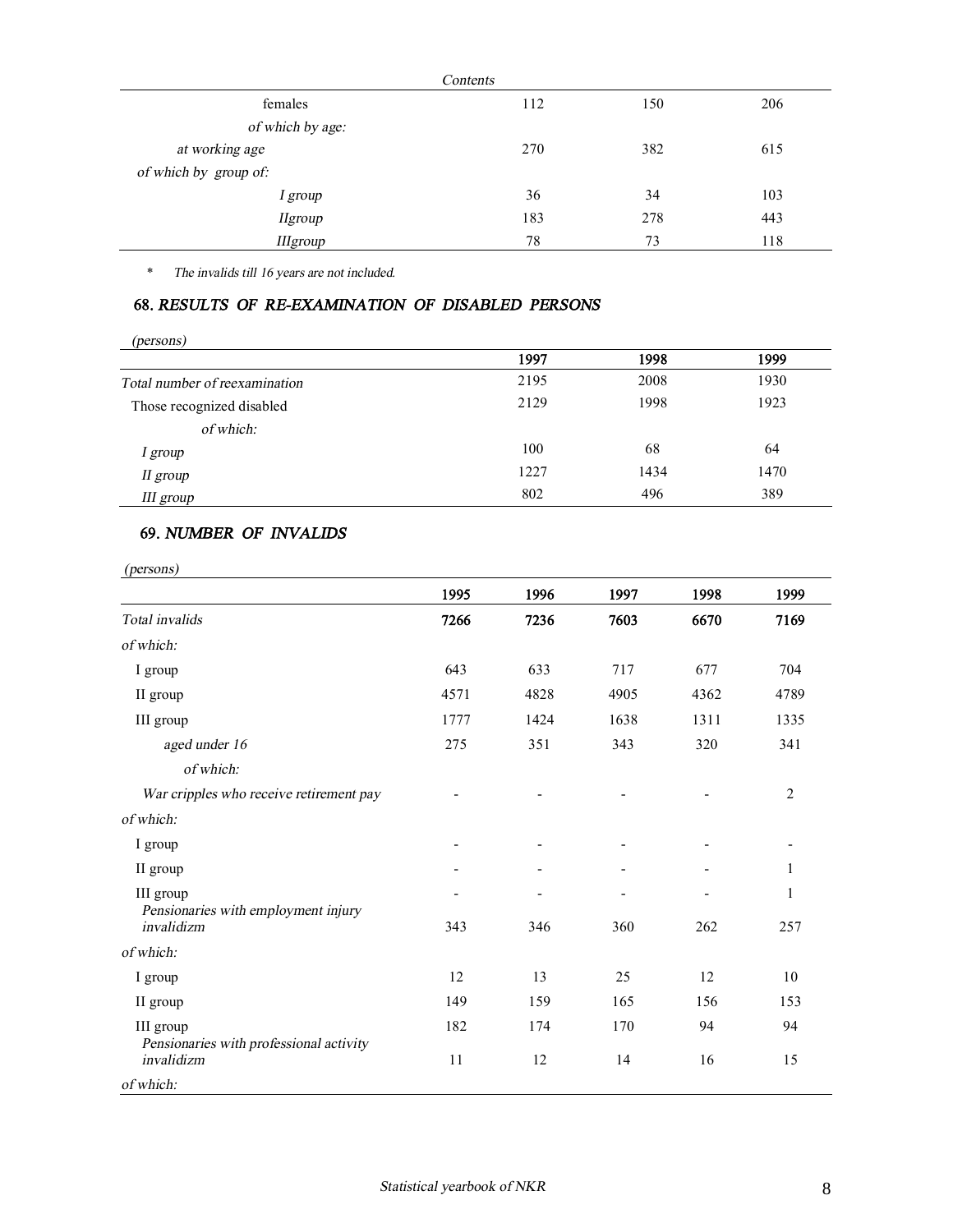| Contents | | | |
|---|---|---|---|
| females | 112 | 150 | 206 |
| *of which by age:* | | | |
| *at working age* | 270 | 382 | 615 |
| *of which by group of:* | | | |
| *I group* | 36 | 34 | 103 |
| *IIgroup* | 183 | 278 | 443 |
| *IIIgroup* | 78 | 73 | 118 |

\* *The invalids till 16 years are not included.*

## 68. *RESULTS OF RE-EXAMINATION OF DISABLED PERSONS*

*(persons)*

| | 1997 | 1998 | 1999 |
|---|---|---|---|
| *Total number of reexamination* | 2195 | 2008 | 1930 |
| Those recognized disabled | 2129 | 1998 | 1923 |
| *of which:* | | | |
| *I group* | 100 | 68 | 64 |
| *II group* | 1227 | 1434 | 1470 |
| *III group* | 802 | 496 | 389 |

## 69. *NUMBER OF INVALIDS*

*(persons)*

| | 1995 | 1996 | 1997 | 1998 | 1999 |
|---|---|---|---|---|---|
| *Total invalids* | **7266** | **7236** | **7603** | **6670** | **7169** |
| *of which:* | | | | | |
| I group | 643 | 633 | 717 | 677 | 704 |
| II group | 4571 | 4828 | 4905 | 4362 | 4789 |
| III group | 1777 | 1424 | 1638 | 1311 | 1335 |
| *aged under 16* | 275 | 351 | 343 | 320 | 341 |
| *of which:* | | | | | |
| *War cripples who receive retirement pay* | - | - | - | - | 2 |
| *of which:* | | | | | |
| I group | - | - | - | - | - |
| II group | - | - | - | - | 1 |
| III group | - | - | - | - | 1 |
| *Pensionaries with employment injury invalidizm* | 343 | 346 | 360 | 262 | 257 |
| *of which:* | | | | | |
| I group | 12 | 13 | 25 | 12 | 10 |
| II group | 149 | 159 | 165 | 156 | 153 |
| III group | 182 | 174 | 170 | 94 | 94 |
| *Pensionaries with professional activity invalidizm* | 11 | 12 | 14 | 16 | 15 |
| *of which:* | | | | | |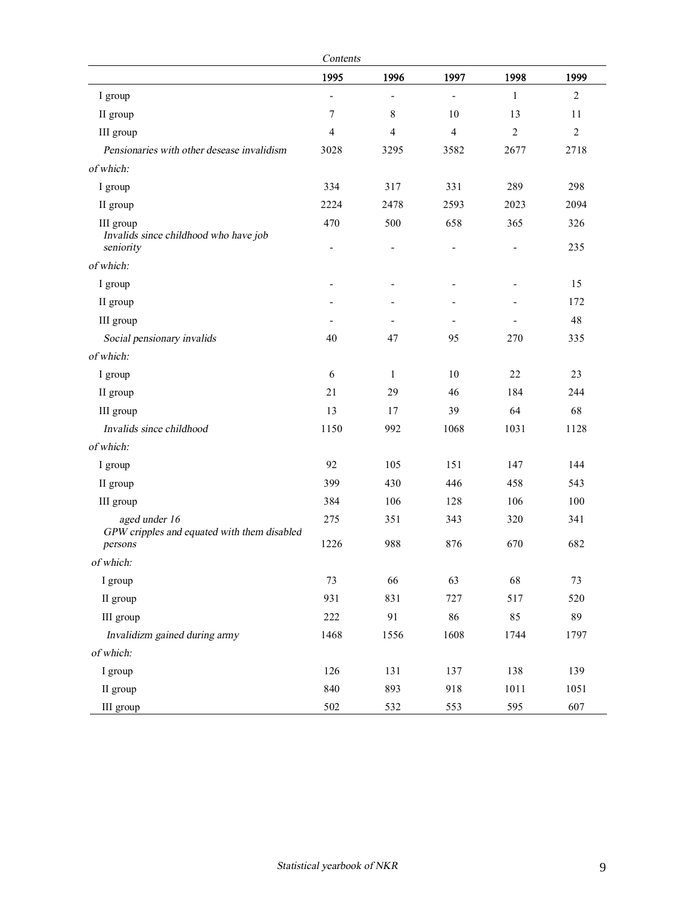| Contents | 1995 | 1996 | 1997 | 1998 | 1999 |
|---|---|---|---|---|---|
| I group | - | - | - | 1 | 2 |
| II group | 7 | 8 | 10 | 13 | 11 |
| III group | 4 | 4 | 4 | 2 | 2 |
| *Pensionaries with other desease invalidism* | 3028 | 3295 | 3582 | 2677 | 2718 |
| *of which:* | | | | | |
| I group | 334 | 317 | 331 | 289 | 298 |
| II group | 2224 | 2478 | 2593 | 2023 | 2094 |
| III group | 470 | 500 | 658 | 365 | 326 |
| *Invalids since childhood who have job seniority* | - | - | - | - | 235 |
| *of which:* | | | | | |
| I group | - | - | - | - | 15 |
| II group | - | - | - | - | 172 |
| III group | - | - | - | - | 48 |
| *Social pensionary invalids* | 40 | 47 | 95 | 270 | 335 |
| *of which:* | | | | | |
| I group | 6 | 1 | 10 | 22 | 23 |
| II group | 21 | 29 | 46 | 184 | 244 |
| III group | 13 | 17 | 39 | 64 | 68 |
| *Invalids since childhood* | 1150 | 992 | 1068 | 1031 | 1128 |
| *of which:* | | | | | |
| I group | 92 | 105 | 151 | 147 | 144 |
| II group | 399 | 430 | 446 | 458 | 543 |
| III group | 384 | 106 | 128 | 106 | 100 |
| *aged under 16* | 275 | 351 | 343 | 320 | 341 |
| *GPW cripples and equated with them disabled persons* | 1226 | 988 | 876 | 670 | 682 |
| *of which:* | | | | | |
| I group | 73 | 66 | 63 | 68 | 73 |
| II group | 931 | 831 | 727 | 517 | 520 |
| III group | 222 | 91 | 86 | 85 | 89 |
| *Invalidizm gained during army* | 1468 | 1556 | 1608 | 1744 | 1797 |
| *of which:* | | | | | |
| I group | 126 | 131 | 137 | 138 | 139 |
| II group | 840 | 893 | 918 | 1011 | 1051 |
| III group | 502 | 532 | 553 | 595 | 607 |